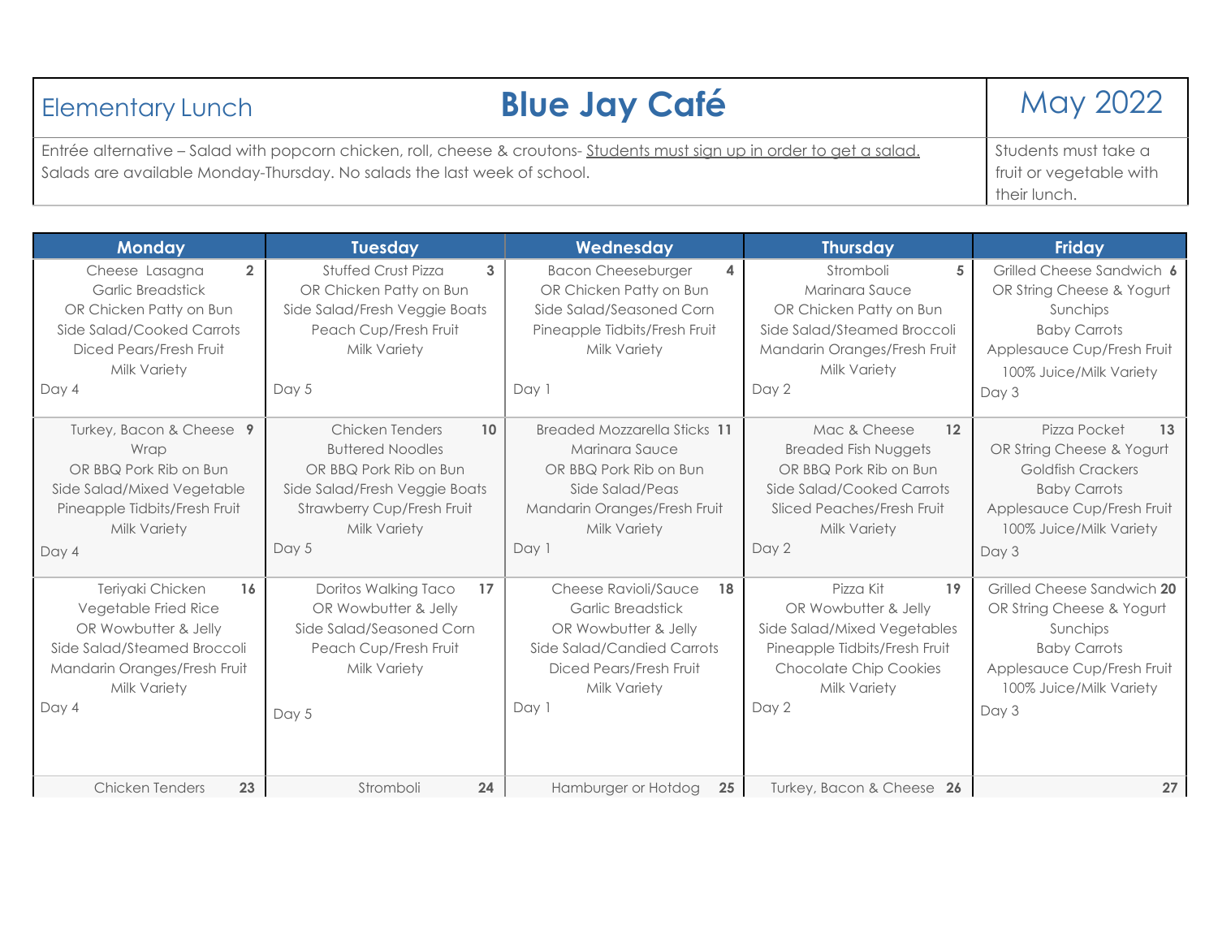| Elementary Lunch | **Blue Jay Café** | May 2022 |
|---|---|---|
| Entrée alternative – Salad with popcorn chicken, roll, cheese & croutons- Students must sign up in order to get a salad. Salads are available Monday-Thursday. No salads the last week of school. | | Students must take a fruit or vegetable with their lunch. |

| Monday | Tuesday | Wednesday | Thursday | Friday |
|---|---|---|---|---|
| **2** Cheese Lasagna<br>Garlic Breadstick<br>OR Chicken Patty on Bun<br>Side Salad/Cooked Carrots<br>Diced Pears/Fresh Fruit<br>Milk Variety<br>Day 4 | **3** Stuffed Crust Pizza<br>OR Chicken Patty on Bun<br>Side Salad/Fresh Veggie Boats<br>Peach Cup/Fresh Fruit<br>Milk Variety<br>Day 5 | **4** Bacon Cheeseburger<br>OR Chicken Patty on Bun<br>Side Salad/Seasoned Corn<br>Pineapple Tidbits/Fresh Fruit<br>Milk Variety<br>Day 1 | **5** Stromboli<br>Marinara Sauce<br>OR Chicken Patty on Bun<br>Side Salad/Steamed Broccoli<br>Mandarin Oranges/Fresh Fruit<br>Milk Variety<br>Day 2 | **6** Grilled Cheese Sandwich<br>OR String Cheese & Yogurt<br>Sunchips<br>Baby Carrots<br>Applesauce Cup/Fresh Fruit<br>100% Juice/Milk Variety<br>Day 3 |
| **9** Turkey, Bacon & Cheese Wrap<br>OR BBQ Pork Rib on Bun<br>Side Salad/Mixed Vegetable<br>Pineapple Tidbits/Fresh Fruit<br>Milk Variety<br>Day 4 | **10** Chicken Tenders<br>Buttered Noodles<br>OR BBQ Pork Rib on Bun<br>Side Salad/Fresh Veggie Boats<br>Strawberry Cup/Fresh Fruit<br>Milk Variety<br>Day 5 | **11** Breaded Mozzarella Sticks<br>Marinara Sauce<br>OR BBQ Pork Rib on Bun<br>Side Salad/Peas<br>Mandarin Oranges/Fresh Fruit<br>Milk Variety<br>Day 1 | **12** Mac & Cheese<br>Breaded Fish Nuggets<br>OR BBQ Pork Rib on Bun<br>Side Salad/Cooked Carrots<br>Sliced Peaches/Fresh Fruit<br>Milk Variety<br>Day 2 | **13** Pizza Pocket<br>OR String Cheese & Yogurt<br>Goldfish Crackers<br>Baby Carrots<br>Applesauce Cup/Fresh Fruit<br>100% Juice/Milk Variety<br>Day 3 |
| **16** Teriyaki Chicken<br>Vegetable Fried Rice<br>OR Wowbutter & Jelly<br>Side Salad/Steamed Broccoli<br>Mandarin Oranges/Fresh Fruit<br>Milk Variety<br>Day 4 | **17** Doritos Walking Taco<br>OR Wowbutter & Jelly<br>Side Salad/Seasoned Corn<br>Peach Cup/Fresh Fruit<br>Milk Variety<br>Day 5 | **18** Cheese Ravioli/Sauce<br>Garlic Breadstick<br>OR Wowbutter & Jelly<br>Side Salad/Candied Carrots<br>Diced Pears/Fresh Fruit<br>Milk Variety<br>Day 1 | **19** Pizza Kit<br>OR Wowbutter & Jelly<br>Side Salad/Mixed Vegetables<br>Pineapple Tidbits/Fresh Fruit<br>Chocolate Chip Cookies<br>Milk Variety<br>Day 2 | **20** Grilled Cheese Sandwich<br>OR String Cheese & Yogurt<br>Sunchips<br>Baby Carrots<br>Applesauce Cup/Fresh Fruit<br>100% Juice/Milk Variety<br>Day 3 |
| **23** Chicken Tenders | **24** Stromboli | **25** Hamburger or Hotdog | **26** Turkey, Bacon & Cheese | **27** |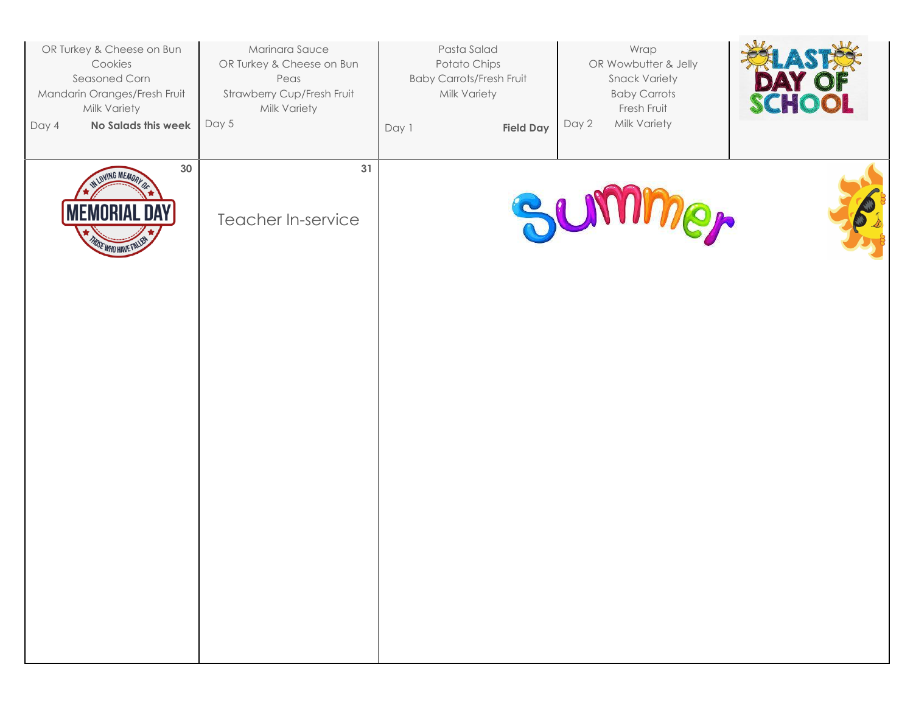| | | | | |
|---|---|---|---|---|
| OR Turkey & Cheese on Bun<br>Cookies<br>Seasoned Corn<br>Mandarin Oranges/Fresh Fruit<br>Milk Variety<br>Day 4 **No Salads this week** | Marinara Sauce<br>OR Turkey & Cheese on Bun<br>Peas<br>Strawberry Cup/Fresh Fruit<br>Milk Variety<br>Day 5 | Pasta Salad<br>Potato Chips<br>Baby Carrots/Fresh Fruit<br>Milk Variety<br>Day 1 **Field Day** | Wrap<br>OR Wowbutter & Jelly<br>Snack Variety<br>Baby Carrots<br>Fresh Fruit<br>Day 2 Milk Variety | LAST DAY OF SCHOOL |
| 30<br>IN LOVING MEMORY OF<br>MEMORIAL DAY<br>THOSE WHO HAVE FALLEN | 31<br>Teacher In-service | Summer | | |